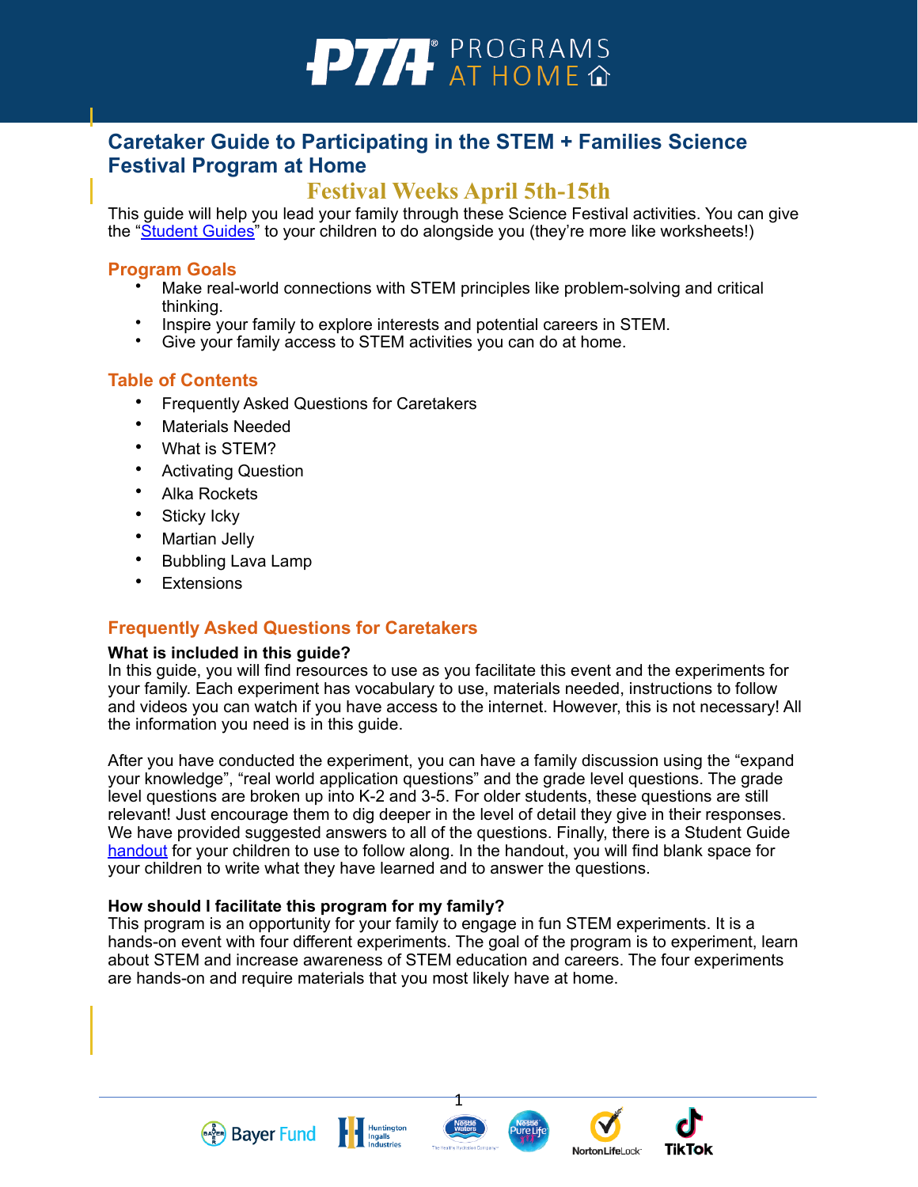# Caretaker Guide to Participating in the STEM + Families Science Festival Program at Home

## Festival Weeks April 5th-15th

This guide will help you lead your family through these Science Festival activities. You can give the "Student Guides" to your children to do alongside you (they're more like worksheets!)

## Program Goals

- Make real-world connections with STEM principles like problem-solving and critical thinking.
- Inspire your family to explore interests and potential careers in STEM.
- Give your family access to STEM activities you can do at home.

## Table of Contents

- Frequently Asked Questions for Caretakers
- Materials Needed
- What is STEM?
- Activating Question
- Alka Rockets
- Sticky Icky
- Martian Jelly
- Bubbling Lava Lamp
- Extensions

## Frequently Asked Questions for Caretakers

**What is included in this guide?**

In this guide, you will find resources to use as you facilitate this event and the experiments for your family. Each experiment has vocabulary to use, materials needed, instructions to follow and videos you can watch if you have access to the internet. However, this is not necessary! All the information you need is in this guide.

After you have conducted the experiment, you can have a family discussion using the "expand your knowledge", "real world application questions" and the grade level questions. The grade level questions are broken up into K-2 and 3-5. For older students, these questions are still relevant! Just encourage them to dig deeper in the level of detail they give in their responses. We have provided suggested answers to all of the questions. Finally, there is a Student Guide handout for your children to use to follow along. In the handout, you will find blank space for your children to write what they have learned and to answer the questions.

**How should I facilitate this program for my family?**

This program is an opportunity for your family to engage in fun STEM experiments. It is a hands-on event with four different experiments. The goal of the program is to experiment, learn about STEM and increase awareness of STEM education and careers. The four experiments are hands-on and require materials that you most likely have at home.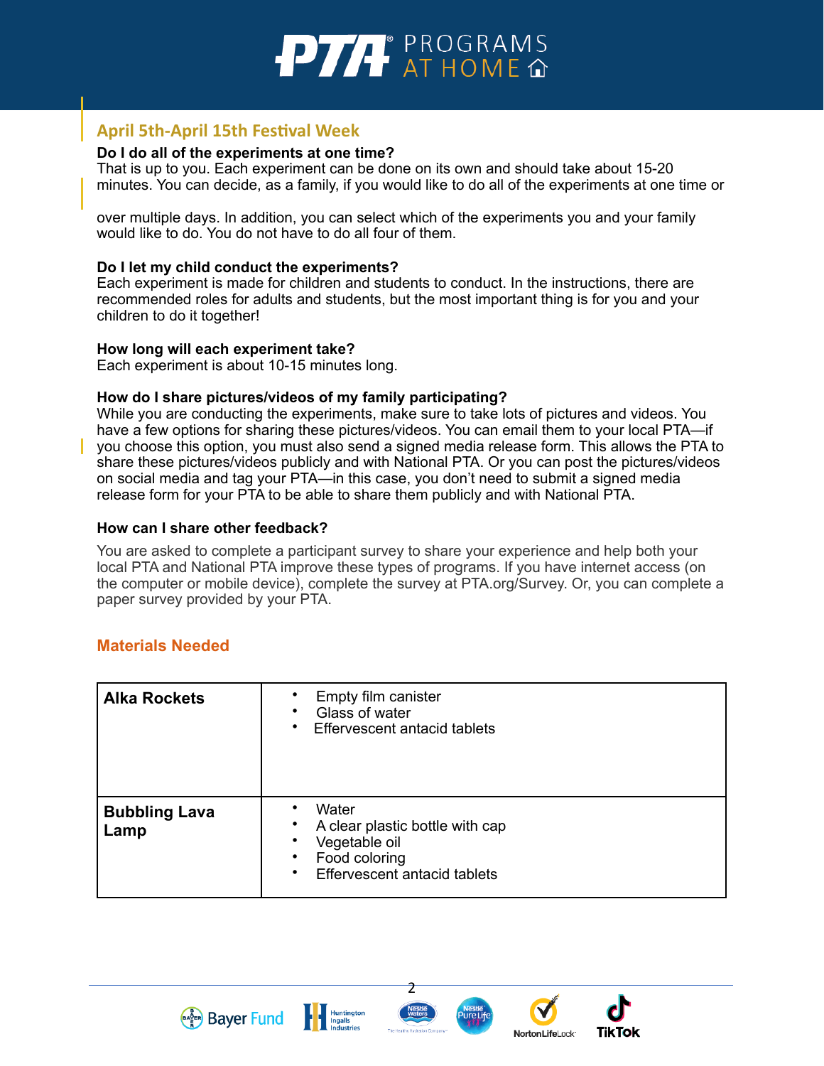## April 5th-April 15th Festival Week

**Do I do all of the experiments at one time?**
That is up to you. Each experiment can be done on its own and should take about 15-20 minutes. You can decide, as a family, if you would like to do all of the experiments at one time or over multiple days. In addition, you can select which of the experiments you and your family would like to do. You do not have to do all four of them.

**Do I let my child conduct the experiments?**
Each experiment is made for children and students to conduct. In the instructions, there are recommended roles for adults and students, but the most important thing is for you and your children to do it together!

**How long will each experiment take?**
Each experiment is about 10-15 minutes long.

**How do I share pictures/videos of my family participating?**
While you are conducting the experiments, make sure to take lots of pictures and videos. You have a few options for sharing these pictures/videos. You can email them to your local PTA—if you choose this option, you must also send a signed media release form. This allows the PTA to share these pictures/videos publicly and with National PTA. Or you can post the pictures/videos on social media and tag your PTA—in this case, you don't need to submit a signed media release form for your PTA to be able to share them publicly and with National PTA.

**How can I share other feedback?**

You are asked to complete a participant survey to share your experience and help both your local PTA and National PTA improve these types of programs. If you have internet access (on the computer or mobile device), complete the survey at PTA.org/Survey. Or, you can complete a paper survey provided by your PTA.

## Materials Needed

| | |
|---|---|
| **Alka Rockets** | • Empty film canister<br>• Glass of water<br>• Effervescent antacid tablets |
| **Bubbling Lava Lamp** | • Water<br>• A clear plastic bottle with cap<br>• Vegetable oil<br>• Food coloring<br>• Effervescent antacid tablets |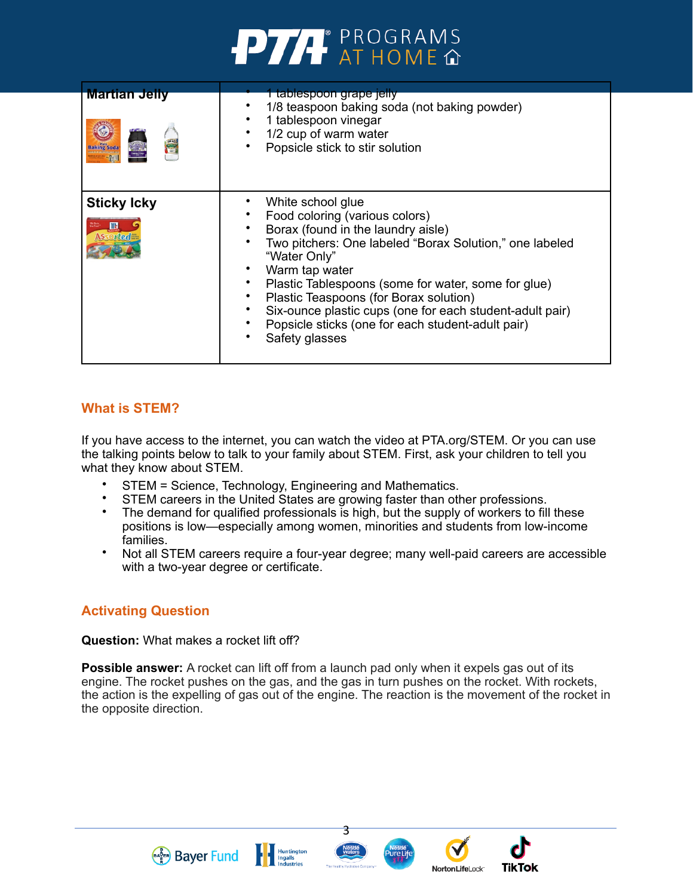| Martian Jelly | • 1 tablespoon grape jelly<br>• 1/8 teaspoon baking soda (not baking powder)<br>• 1 tablespoon vinegar<br>• 1/2 cup of warm water<br>• Popsicle stick to stir solution |
| --- | --- |
| **Sticky Icky** | • White school glue<br>• Food coloring (various colors)<br>• Borax (found in the laundry aisle)<br>• Two pitchers: One labeled "Borax Solution," one labeled "Water Only"<br>• Warm tap water<br>• Plastic Tablespoons (some for water, some for glue)<br>• Plastic Teaspoons (for Borax solution)<br>• Six-ounce plastic cups (one for each student-adult pair)<br>• Popsicle sticks (one for each student-adult pair)<br>• Safety glasses |

## What is STEM?

If you have access to the internet, you can watch the video at PTA.org/STEM. Or you can use the talking points below to talk to your family about STEM. First, ask your children to tell you what they know about STEM.

- STEM = Science, Technology, Engineering and Mathematics.
- STEM careers in the United States are growing faster than other professions.
- The demand for qualified professionals is high, but the supply of workers to fill these positions is low—especially among women, minorities and students from low-income families.
- Not all STEM careers require a four-year degree; many well-paid careers are accessible with a two-year degree or certificate.

## Activating Question

**Question:** What makes a rocket lift off?

**Possible answer:** A rocket can lift off from a launch pad only when it expels gas out of its engine. The rocket pushes on the gas, and the gas in turn pushes on the rocket. With rockets, the action is the expelling of gas out of the engine. The reaction is the movement of the rocket in the opposite direction.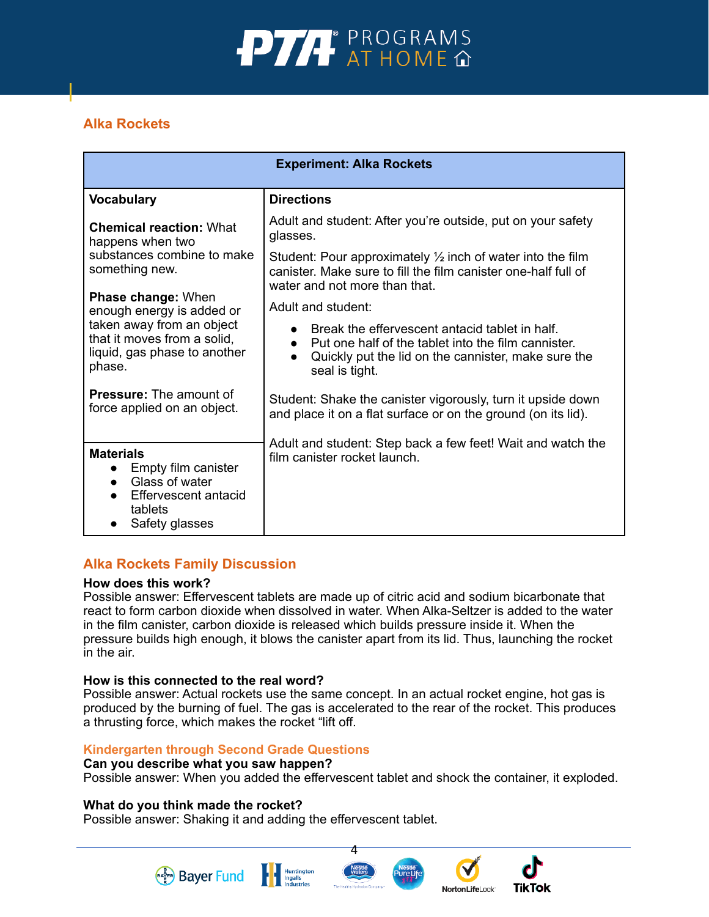## Alka Rockets

| Experiment: Alka Rockets | |
|---|---|
| **Vocabulary**<br><br>**Chemical reaction:** What happens when two substances combine to make something new.<br><br>**Phase change:** When enough energy is added or taken away from an object that it moves from a solid, liquid, gas phase to another phase.<br><br>**Pressure:** The amount of force applied on an object. | **Directions**<br><br>Adult and student: After you're outside, put on your safety glasses.<br><br>Student: Pour approximately ½ inch of water into the film canister. Make sure to fill the film canister one-half full of water and not more than that.<br><br>Adult and student:<br>• Break the effervescent antacid tablet in half.<br>• Put one half of the tablet into the film cannister.<br>• Quickly put the lid on the cannister, make sure the seal is tight.<br><br>Student: Shake the canister vigorously, turn it upside down and place it on a flat surface or on the ground (on its lid).<br><br>Adult and student: Step back a few feet! Wait and watch the film canister rocket launch. |
| **Materials**<br>• Empty film canister<br>• Glass of water<br>• Effervescent antacid tablets<br>• Safety glasses | |

## Alka Rockets Family Discussion

**How does this work?**
Possible answer: Effervescent tablets are made up of citric acid and sodium bicarbonate that react to form carbon dioxide when dissolved in water. When Alka-Seltzer is added to the water in the film canister, carbon dioxide is released which builds pressure inside it. When the pressure builds high enough, it blows the canister apart from its lid. Thus, launching the rocket in the air.

**How is this connected to the real word?**
Possible answer: Actual rockets use the same concept. In an actual rocket engine, hot gas is produced by the burning of fuel. The gas is accelerated to the rear of the rocket. This produces a thrusting force, which makes the rocket "lift off.

### Kindergarten through Second Grade Questions

**Can you describe what you saw happen?**
Possible answer: When you added the effervescent tablet and shock the container, it exploded.

**What do you think made the rocket?**
Possible answer: Shaking it and adding the effervescent tablet.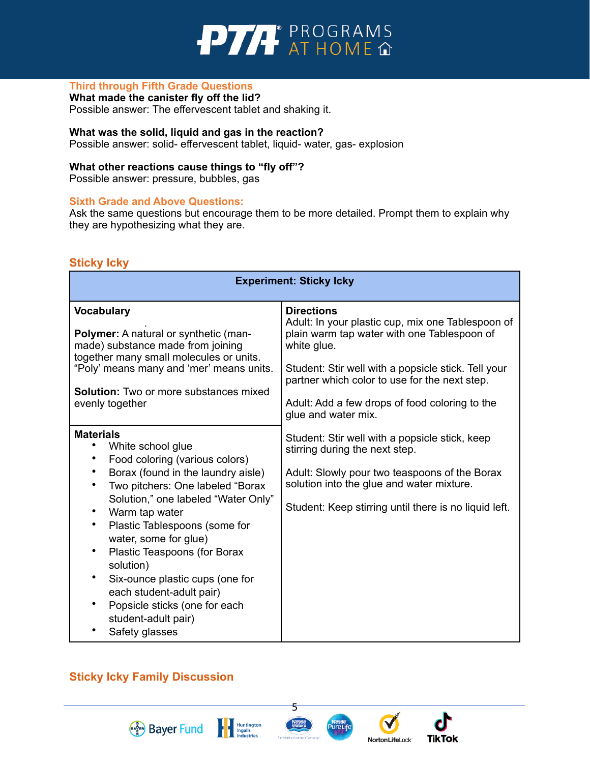### Third through Fifth Grade Questions

**What made the canister fly off the lid?**
Possible answer: The effervescent tablet and shaking it.

**What was the solid, liquid and gas in the reaction?**
Possible answer: solid- effervescent tablet, liquid- water, gas- explosion

**What other reactions cause things to "fly off"?**
Possible answer: pressure, bubbles, gas

### Sixth Grade and Above Questions:

Ask the same questions but encourage them to be more detailed. Prompt them to explain why they are hypothesizing what they are.

## Sticky Icky

| Experiment: Sticky Icky | |
|---|---|
| **Vocabulary**<br><br>**Polymer:** A natural or synthetic (man-made) substance made from joining together many small molecules or units. "Poly' means many and 'mer' means units.<br><br>**Solution:** Two or more substances mixed evenly together | **Directions**<br>Adult: In your plastic cup, mix one Tablespoon of plain warm tap water with one Tablespoon of white glue.<br><br>Student: Stir well with a popsicle stick. Tell your partner which color to use for the next step.<br><br>Adult: Add a few drops of food coloring to the glue and water mix.<br><br>Student: Stir well with a popsicle stick, keep stirring during the next step.<br><br>Adult: Slowly pour two teaspoons of the Borax solution into the glue and water mixture.<br><br>Student: Keep stirring until there is no liquid left. |
| **Materials**<br>• White school glue<br>• Food coloring (various colors)<br>• Borax (found in the laundry aisle)<br>• Two pitchers: One labeled "Borax Solution," one labeled "Water Only"<br>• Warm tap water<br>• Plastic Tablespoons (some for water, some for glue)<br>• Plastic Teaspoons (for Borax solution)<br>• Six-ounce plastic cups (one for each student-adult pair)<br>• Popsicle sticks (one for each student-adult pair)<br>• Safety glasses | |

## Sticky Icky Family Discussion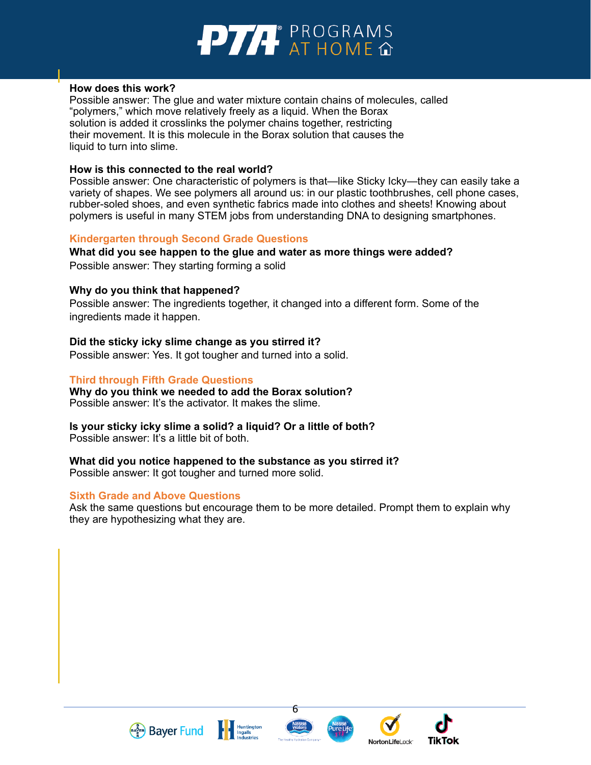**How does this work?**
Possible answer: The glue and water mixture contain chains of molecules, called "polymers," which move relatively freely as a liquid. When the Borax solution is added it crosslinks the polymer chains together, restricting their movement. It is this molecule in the Borax solution that causes the liquid to turn into slime.

**How is this connected to the real world?**
Possible answer: One characteristic of polymers is that—like Sticky Icky—they can easily take a variety of shapes. We see polymers all around us: in our plastic toothbrushes, cell phone cases, rubber-soled shoes, and even synthetic fabrics made into clothes and sheets! Knowing about polymers is useful in many STEM jobs from understanding DNA to designing smartphones.

## Kindergarten through Second Grade Questions

**What did you see happen to the glue and water as more things were added?**
Possible answer: They starting forming a solid

**Why do you think that happened?**
Possible answer: The ingredients together, it changed into a different form. Some of the ingredients made it happen.

**Did the sticky icky slime change as you stirred it?**
Possible answer: Yes. It got tougher and turned into a solid.

## Third through Fifth Grade Questions

**Why do you think we needed to add the Borax solution?**
Possible answer: It's the activator. It makes the slime.

**Is your sticky icky slime a solid? a liquid? Or a little of both?**
Possible answer: It's a little bit of both.

**What did you notice happened to the substance as you stirred it?**
Possible answer: It got tougher and turned more solid.

## Sixth Grade and Above Questions

Ask the same questions but encourage them to be more detailed. Prompt them to explain why they are hypothesizing what they are.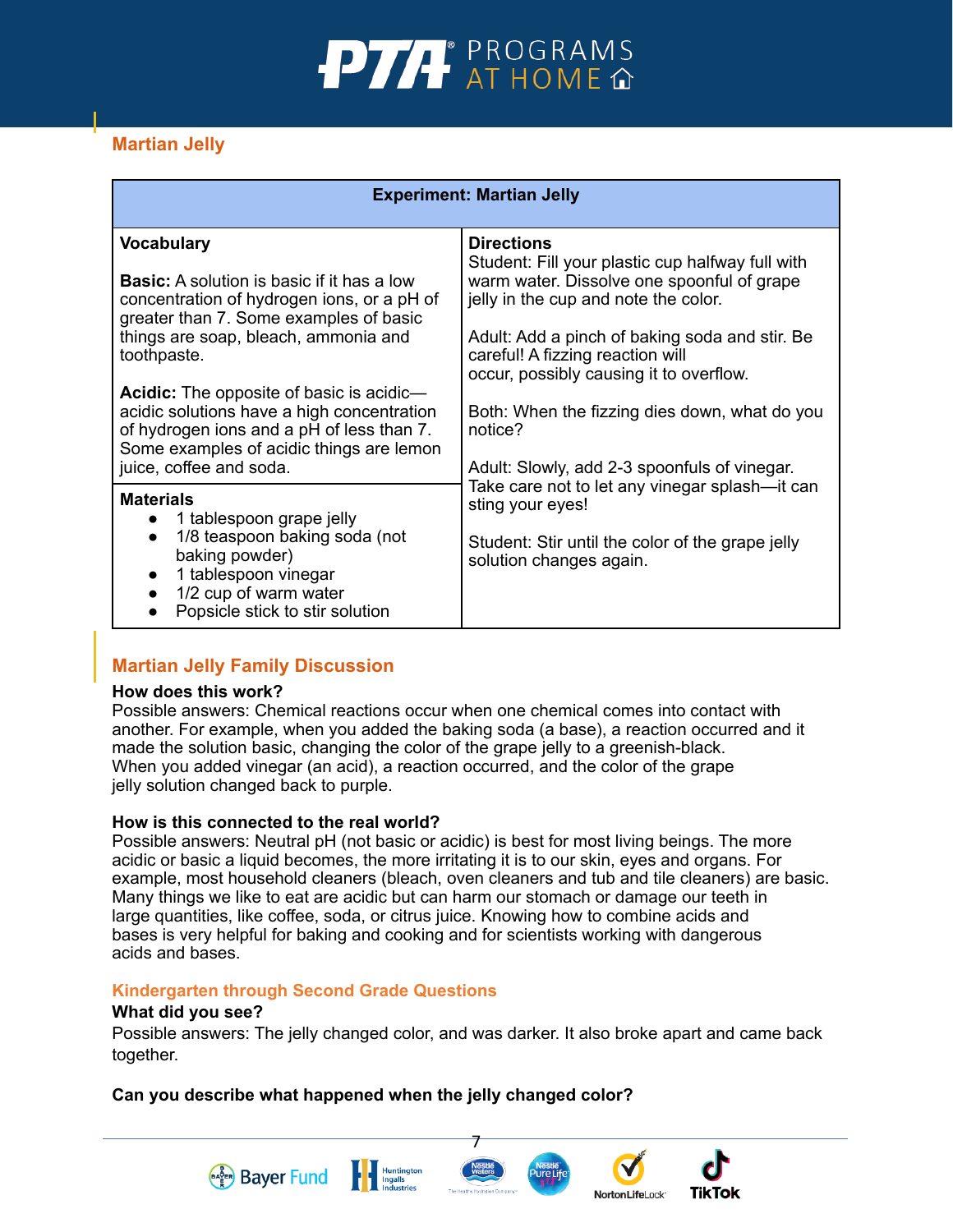## Martian Jelly

| Experiment: Martian Jelly | |
|---|---|
| **Vocabulary**<br><br>**Basic:** A solution is basic if it has a low concentration of hydrogen ions, or a pH of greater than 7. Some examples of basic things are soap, bleach, ammonia and toothpaste.<br><br>**Acidic:** The opposite of basic is acidic—acidic solutions have a high concentration of hydrogen ions and a pH of less than 7. Some examples of acidic things are lemon juice, coffee and soda. | **Directions**<br>Student: Fill your plastic cup halfway full with warm water. Dissolve one spoonful of grape jelly in the cup and note the color.<br><br>Adult: Add a pinch of baking soda and stir. Be careful! A fizzing reaction will occur, possibly causing it to overflow.<br><br>Both: When the fizzing dies down, what do you notice?<br><br>Adult: Slowly, add 2-3 spoonfuls of vinegar. Take care not to let any vinegar splash—it can sting your eyes!<br><br>Student: Stir until the color of the grape jelly solution changes again. |
| **Materials**<br>• 1 tablespoon grape jelly<br>• 1/8 teaspoon baking soda (not baking powder)<br>• 1 tablespoon vinegar<br>• 1/2 cup of warm water<br>• Popsicle stick to stir solution | |

## Martian Jelly Family Discussion

**How does this work?**
Possible answers: Chemical reactions occur when one chemical comes into contact with another. For example, when you added the baking soda (a base), a reaction occurred and it made the solution basic, changing the color of the grape jelly to a greenish-black. When you added vinegar (an acid), a reaction occurred, and the color of the grape jelly solution changed back to purple.

**How is this connected to the real world?**
Possible answers: Neutral pH (not basic or acidic) is best for most living beings. The more acidic or basic a liquid becomes, the more irritating it is to our skin, eyes and organs. For example, most household cleaners (bleach, oven cleaners and tub and tile cleaners) are basic. Many things we like to eat are acidic but can harm our stomach or damage our teeth in large quantities, like coffee, soda, or citrus juice. Knowing how to combine acids and bases is very helpful for baking and cooking and for scientists working with dangerous acids and bases.

### Kindergarten through Second Grade Questions

**What did you see?**
Possible answers: The jelly changed color, and was darker. It also broke apart and came back together.

**Can you describe what happened when the jelly changed color?**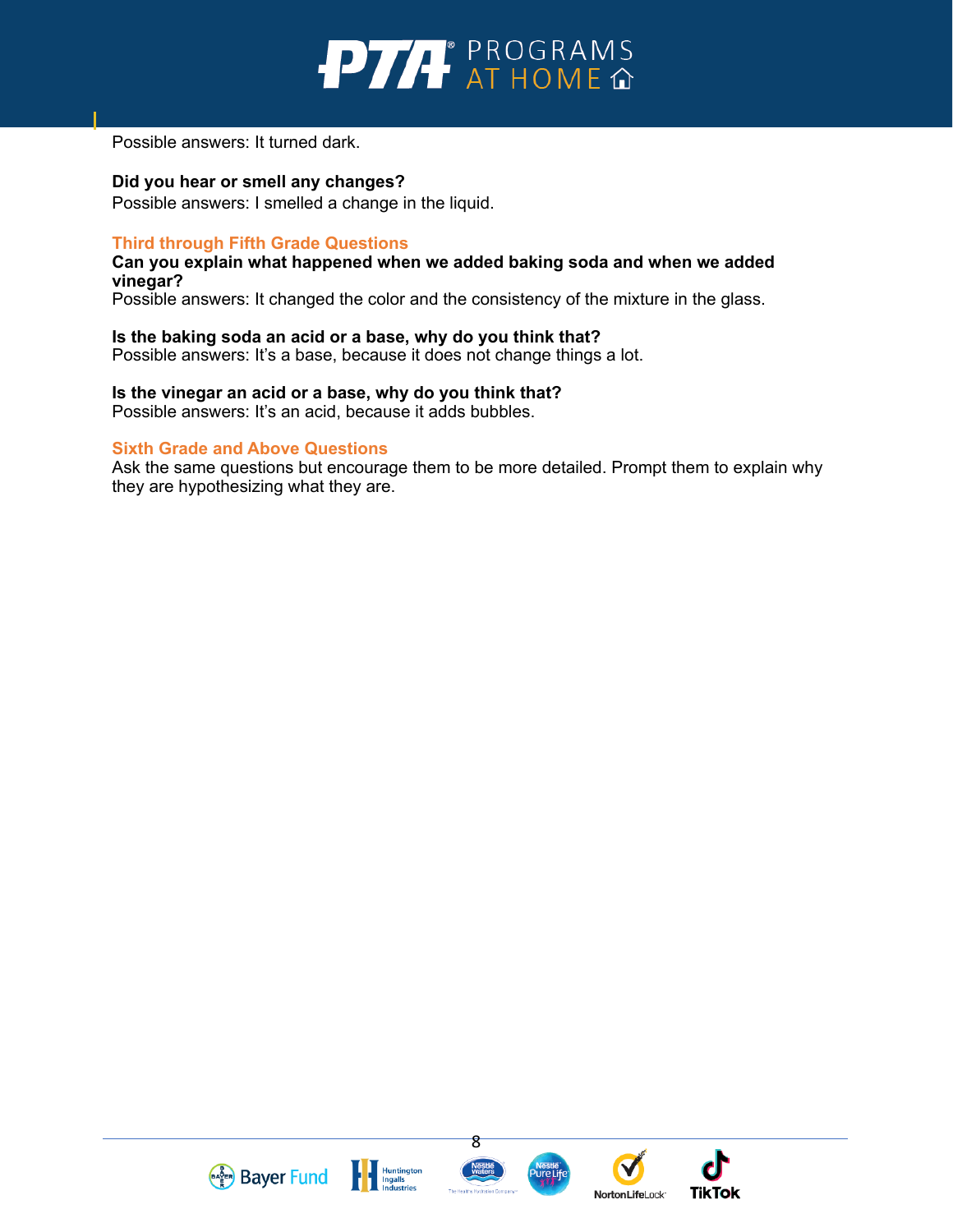Possible answers: It turned dark.

**Did you hear or smell any changes?**
Possible answers: I smelled a change in the liquid.

### Third through Fifth Grade Questions

**Can you explain what happened when we added baking soda and when we added vinegar?**
Possible answers: It changed the color and the consistency of the mixture in the glass.

**Is the baking soda an acid or a base, why do you think that?**
Possible answers: It's a base, because it does not change things a lot.

**Is the vinegar an acid or a base, why do you think that?**
Possible answers: It's an acid, because it adds bubbles.

### Sixth Grade and Above Questions

Ask the same questions but encourage them to be more detailed. Prompt them to explain why they are hypothesizing what they are.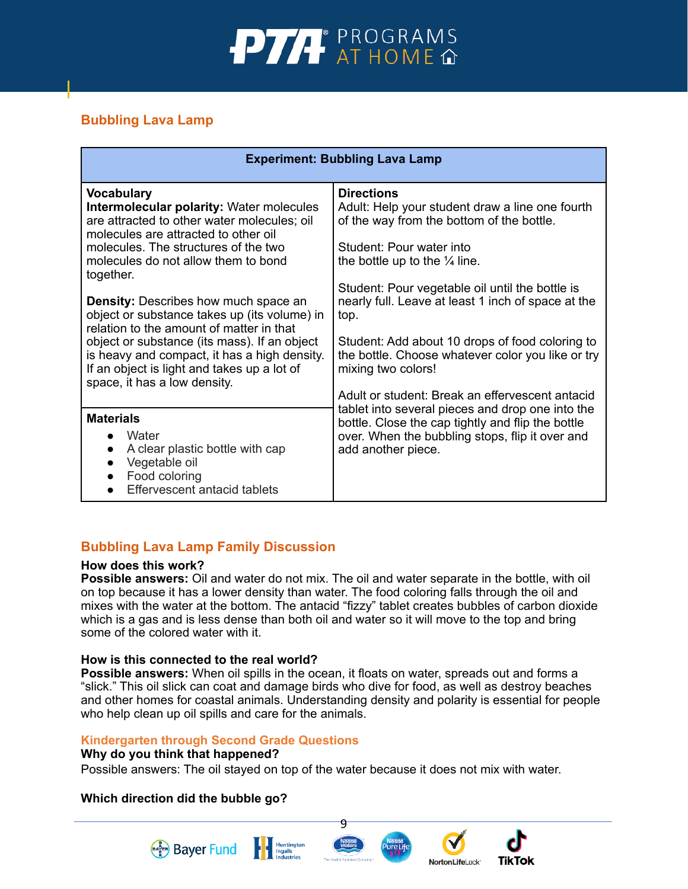## Bubbling Lava Lamp

| Experiment: Bubbling Lava Lamp | |
|---|---|
| **Vocabulary**<br>**Intermolecular polarity:** Water molecules are attracted to other water molecules; oil molecules are attracted to other oil molecules. The structures of the two molecules do not allow them to bond together.<br><br>**Density:** Describes how much space an object or substance takes up (its volume) in relation to the amount of matter in that object or substance (its mass). If an object is heavy and compact, it has a high density. If an object is light and takes up a lot of space, it has a low density. | **Directions**<br>Adult: Help your student draw a line one fourth of the way from the bottom of the bottle.<br><br>Student: Pour water into the bottle up to the ¼ line.<br><br>Student: Pour vegetable oil until the bottle is nearly full. Leave at least 1 inch of space at the top.<br><br>Student: Add about 10 drops of food coloring to the bottle. Choose whatever color you like or try mixing two colors!<br><br>Adult or student: Break an effervescent antacid tablet into several pieces and drop one into the bottle. Close the cap tightly and flip the bottle over. When the bubbling stops, flip it over and add another piece. |
| **Materials**<br>● Water<br>● A clear plastic bottle with cap<br>● Vegetable oil<br>● Food coloring<br>● Effervescent antacid tablets | |

## Bubbling Lava Lamp Family Discussion

**How does this work?**
**Possible answers:** Oil and water do not mix. The oil and water separate in the bottle, with oil on top because it has a lower density than water. The food coloring falls through the oil and mixes with the water at the bottom. The antacid "fizzy" tablet creates bubbles of carbon dioxide which is a gas and is less dense than both oil and water so it will move to the top and bring some of the colored water with it.

**How is this connected to the real world?**
**Possible answers:** When oil spills in the ocean, it floats on water, spreads out and forms a "slick." This oil slick can coat and damage birds who dive for food, as well as destroy beaches and other homes for coastal animals. Understanding density and polarity is essential for people who help clean up oil spills and care for the animals.

### Kindergarten through Second Grade Questions

**Why do you think that happened?**
Possible answers: The oil stayed on top of the water because it does not mix with water.

**Which direction did the bubble go?**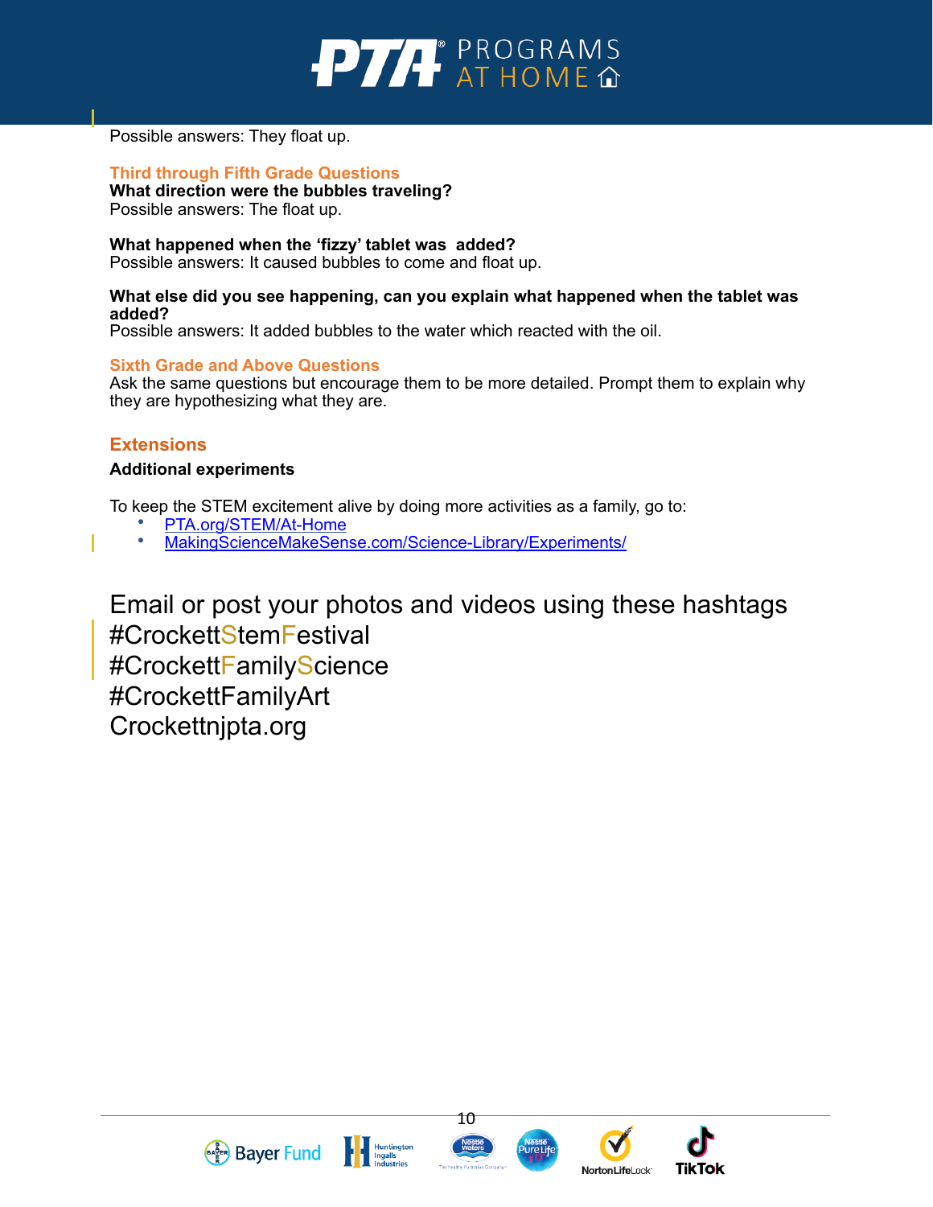Possible answers: They float up.

### Third through Fifth Grade Questions

**What direction were the bubbles traveling?**
Possible answers: The float up.

**What happened when the ‘fizzy’ tablet was  added?**
Possible answers: It caused bubbles to come and float up.

**What else did you see happening, can you explain what happened when the tablet was added?**
Possible answers: It added bubbles to the water which reacted with the oil.

### Sixth Grade and Above Questions

Ask the same questions but encourage them to be more detailed. Prompt them to explain why they are hypothesizing what they are.

## Extensions

**Additional experiments**

To keep the STEM excitement alive by doing more activities as a family, go to:

- PTA.org/STEM/At-Home
- MakingScienceMakeSense.com/Science-Library/Experiments/

Email or post your photos and videos using these hashtags
#CrockettStemFestival
#CrockettFamilyScience
#CrockettFamilyArt
Crockettnjpta.org